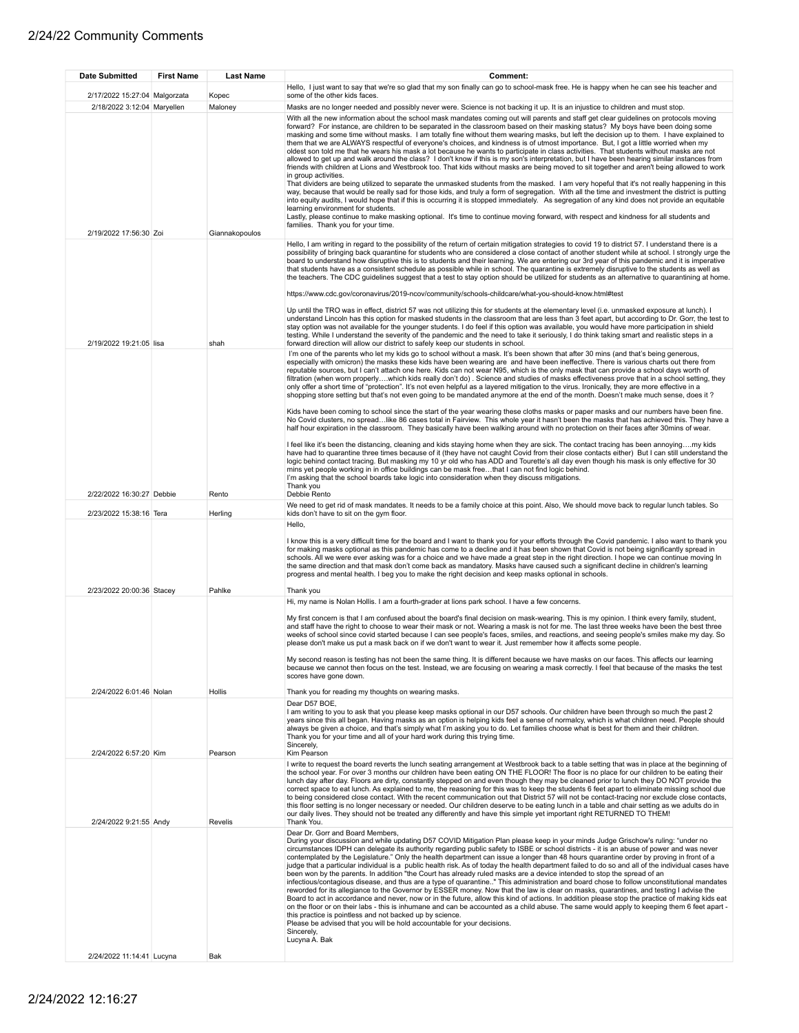# 2/24/22 Community Comments

| Date Submitted | First Name | Last Name | Comment: |
| --- | --- | --- | --- |
| 2/17/2022 15:27:04 | Malgorzata | Kopec | Hello, I just want to say that we're so glad that my son finally can go to school-mask free. He is happy when he can see his teacher and some of the other kids faces. |
| 2/18/2022 3:12:04 | Maryellen | Maloney | Masks are no longer needed and possibly never were. Science is not backing it up. It is an injustice to children and must stop. |
| 2/19/2022 17:56:30 | Zoi | Giannakopoulos | With all the new information about the school mask mandates coming out will parents and staff get clear guidelines on protocols moving forward? For instance, are children to be separated in the classroom based on their masking status? My boys have been doing some masking and some time without masks. I am totally fine without them wearing masks, but left the decision up to them. I have explained to them that we are ALWAYS respectful of everyone's choices, and kindness is of utmost importance. But, I got a little worried when my oldest son told me that he wears his mask a lot because he wants to participate in class activities. That students without masks are not allowed to get up and walk around the class? I don't know if this is my son's interpretation, but I have been hearing similar instances from friends with children at Lions and Westbrook too. That kids without masks are being moved to sit together and aren't being allowed to work in group activities.<br>That dividers are being utilized to separate the unmasked students from the masked. I am very hopeful that it's not really happening in this way, because that would be really sad for those kids, and truly a form of segregation. With all the time and investment the district is putting into equity audits, I would hope that if this is occurring it is stopped immediately. As segregation of any kind does not provide an equitable learning environment for students.<br>Lastly, please continue to make masking optional. It's time to continue moving forward, with respect and kindness for all students and families. Thank you for your time. |
| 2/19/2022 19:21:05 | lisa | shah | Hello, I am writing in regard to the possibility of the return of certain mitigation strategies to covid 19 to district 57. I understand there is a possibility of bringing back quarantine for students who are considered a close contact of another student while at school. I strongly urge the board to understand how disruptive this is to students and their learning. We are entering our 3rd year of this pandemic and it is imperative that students have as a consistent schedule as possible while in school. The quarantine is extremely disruptive to the students as well as the teachers. The CDC guidelines suggest that a test to stay option should be utilized for students as an alternative to quarantining at home.<br><br>https://www.cdc.gov/coronavirus/2019-ncov/community/schools-childcare/what-you-should-know.html#test<br><br>Up until the TRO was in effect, district 57 was not utilizing this for students at the elementary level (i.e. unmasked exposure at lunch). I understand Lincoln has this option for masked students in the classroom that are less than 3 feet apart, but according to Dr. Gorr, the test to stay option was not available for the younger students. I do feel if this option was available, you would have more participation in shield testing. While I understand the severity of the pandemic and the need to take it seriously, I do think taking smart and realistic steps in a forward direction will allow our district to safely keep our students in school. |
| 2/22/2022 16:30:27 | Debbie | Rento | I'm one of the parents who let my kids go to school without a mask. It's been shown that after 30 mins (and that's being generous, especially with omicron) the masks these kids have been wearing are and have been ineffective. There is various charts out there from reputable sources, but I can't attach one here. Kids can not wear N95, which is the only mask that can provide a school days worth of filtration (when worn properly….which kids really don't do) . Science and studies of masks effectiveness prove that in a school setting, they only offer a short time of "protection". It's not even helpful as a layered mitigation to the virus. Ironically, they are more effective in a shopping store setting but that's not even going to be mandated anymore at the end of the month. Doesn't make much sense, does it ?<br><br>Kids have been coming to school since the start of the year wearing these cloths masks or paper masks and our numbers have been fine. No Covid clusters, no spread…like 86 cases total in Fairview. This whole year it hasn't been the masks that has achieved this. They have a half hour expiration in the classroom. They basically have been walking around with no protection on their faces after 30mins of wear.<br><br>I feel like it's been the distancing, cleaning and kids staying home when they are sick. The contact tracing has been annoying….my kids have had to quarantine three times because of it (they have not caught Covid from their close contacts either) But I can still understand the logic behind contact tracing. But masking my 10 yr old who has ADD and Tourette's all day even though his mask is only effective for 30 mins yet people working in office buildings can be mask free…that I can not find logic behind.<br>I'm asking that the school boards take logic into consideration when they discuss mitigations.<br>Thank you<br>Debbie Rento |
| 2/23/2022 15:38:16 | Tera | Herling | We need to get rid of mask mandates. It needs to be a family choice at this point. Also, We should move back to regular lunch tables. So kids don't have to sit on the gym floor. |
| 2/23/2022 20:00:36 | Stacey | Pahlke | Hello,<br><br>I know this is a very difficult time for the board and I want to thank you for your efforts through the Covid pandemic. I also want to thank you for making masks optional as this pandemic has come to a decline and it has been shown that Covid is not being significantly spread in schools. All we were ever asking was for a choice and we have made a great step in the right direction. I hope we can continue moving In the same direction and that mask don't come back as mandatory. Masks have caused such a significant decline in children's learning progress and mental health. I beg you to make the right decision and keep masks optional in schools.<br><br>Thank you |
| 2/24/2022 6:01:46 | Nolan | Hollis | Hi, my name is Nolan Hollis. I am a fourth-grader at lions park school. I have a few concerns.<br><br>My first concern is that I am confused about the board's final decision on mask-wearing. This is my opinion. I think every family, student, and staff have the right to choose to wear their mask or not. Wearing a mask is not for me. The last three weeks have been the best three weeks of school since covid started because I can see people's faces, smiles, and reactions, and seeing people's smiles make my day. So please don't make us put a mask back on if we don't want to wear it. Just remember how it affects some people.<br><br>My second reason is testing has not been the same thing. It is different because we have masks on our faces. This affects our learning because we cannot then focus on the test. Instead, we are focusing on wearing a mask correctly. I feel that because of the masks the test scores have gone down.<br><br>Thank you for reading my thoughts on wearing masks. |
| 2/24/2022 6:57:20 | Kim | Pearson | Dear D57 BOE,<br>I am writing to you to ask that you please keep masks optional in our D57 schools. Our children have been through so much the past 2 years since this all began. Having masks as an option is helping kids feel a sense of normalcy, which is what children need. People should always be given a choice, and that's simply what I'm asking you to do. Let families choose what is best for them and their children.<br>Thank you for your time and all of your hard work during this trying time.<br>Sincerely,<br>Kim Pearson |
| 2/24/2022 9:21:55 | Andy | Revelis | I write to request the board reverts the lunch seating arrangement at Westbrook back to a table setting that was in place at the beginning of the school year. For over 3 months our children have been eating ON THE FLOOR! The floor is no place for our children to be eating their lunch day after day. Floors are dirty, constantly stepped on and even though they may be cleaned prior to lunch they DO NOT provide the correct space to eat lunch. As explained to me, the reasoning for this was to keep the students 6 feet apart to eliminate missing school due to being considered close contact. With the recent communication out that District 57 will not be contact-tracing nor exclude close contacts, this floor setting is no longer necessary or needed. Our children deserve to be eating lunch in a table and chair setting as we adults do in our daily lives. They should not be treated any differently and have this simple yet important right RETURNED TO THEM!<br>Thank You. |
| 2/24/2022 11:14:41 | Lucyna | Bak | Dear Dr. Gorr and Board Members,<br>During your discussion and while updating D57 COVID Mitigation Plan please keep in your minds Judge Grischow's ruling: "under no circumstances IDPH can delegate its authority regarding public safety to ISBE or school districts - it is an abuse of power and was never contemplated by the Legislature." Only the health department can issue a longer than 48 hours quarantine order by proving in front of a judge that a particular individual is a public health risk. As of today the health department failed to do so and all of the individual cases have been won by the parents. In addition "the Court has already ruled masks are a device intended to stop the spread of an infectious/contagious disease, and thus are a type of quarantine.." This administration and board chose to follow unconstitutional mandates reworded for its allegiance to the Governor by ESSER money. Now that the law is clear on masks, quarantines, and testing I advise the Board to act in accordance and never, now or in the future, allow this kind of actions. In addition please stop the practice of making kids eat on the floor or on their labs - this is inhumane and can be accounted as a child abuse. The same would apply to keeping them 6 feet apart - this practice is pointless and not backed up by science.<br>Please be advised that you will be hold accountable for your decisions.<br>Sincerely,<br>Lucyna A. Bak |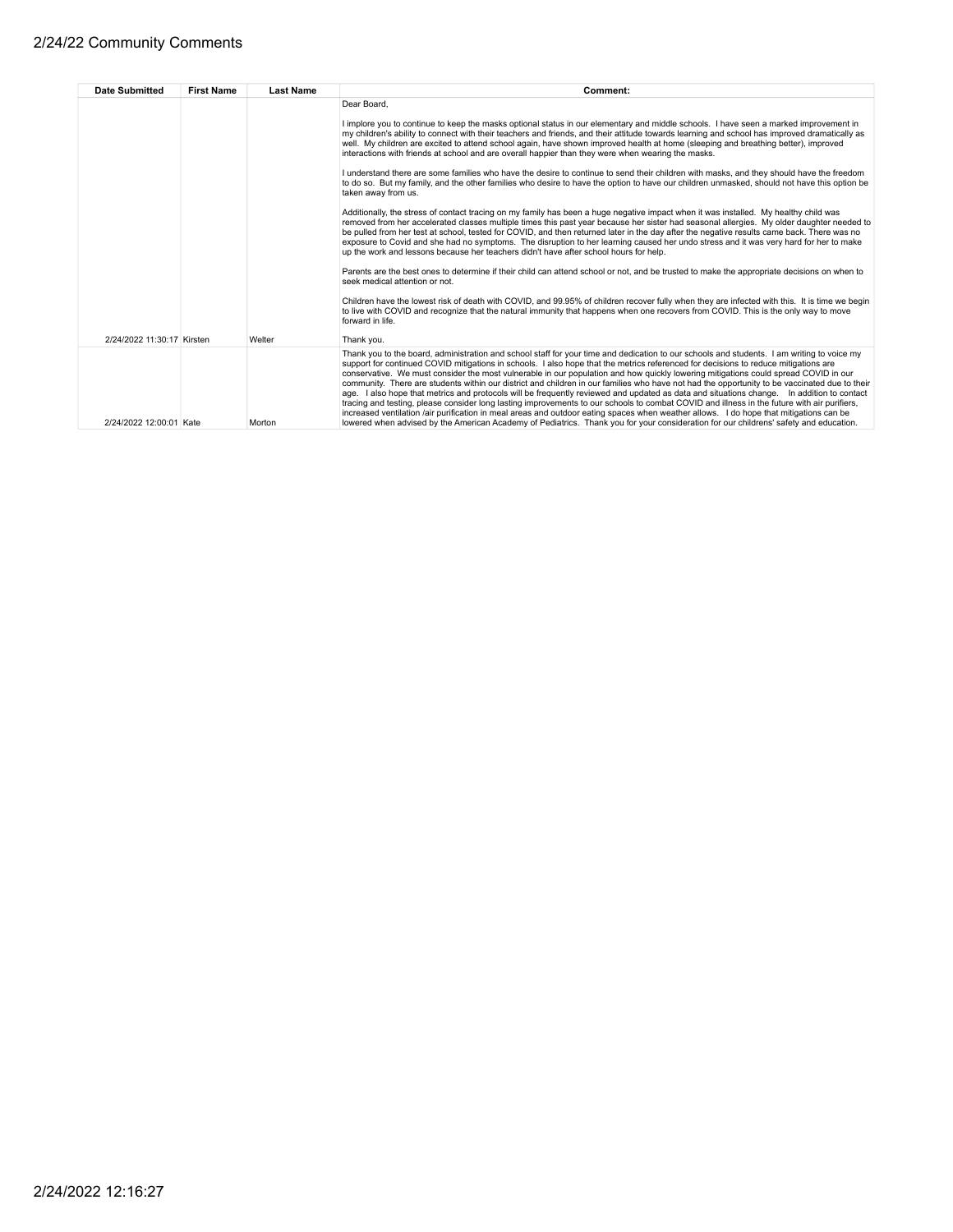| Date Submitted | First Name | Last Name | Comment: |
|---|---|---|---|
| 2/24/2022 11:30:17 | Kirsten | Welter | Dear Board,<br><br>I implore you to continue to keep the masks optional status in our elementary and middle schools. I have seen a marked improvement in my children's ability to connect with their teachers and friends, and their attitude towards learning and school has improved dramatically as well. My children are excited to attend school again, have shown improved health at home (sleeping and breathing better), improved interactions with friends at school and are overall happier than they were when wearing the masks.<br><br>I understand there are some families who have the desire to continue to send their children with masks, and they should have the freedom to do so. But my family, and the other families who desire to have the option to have our children unmasked, should not have this option be taken away from us.<br><br>Additionally, the stress of contact tracing on my family has been a huge negative impact when it was installed. My healthy child was removed from her accelerated classes multiple times this past year because her sister had seasonal allergies. My older daughter needed to be pulled from her test at school, tested for COVID, and then returned later in the day after the negative results came back. There was no exposure to Covid and she had no symptoms. The disruption to her learning caused her undo stress and it was very hard for her to make up the work and lessons because her teachers didn't have after school hours for help.<br><br>Parents are the best ones to determine if their child can attend school or not, and be trusted to make the appropriate decisions on when to seek medical attention or not.<br><br>Children have the lowest risk of death with COVID, and 99.95% of children recover fully when they are infected with this. It is time we begin to live with COVID and recognize that the natural immunity that happens when one recovers from COVID. This is the only way to move forward in life.<br><br>Thank you. |
| 2/24/2022 12:00:01 | Kate | Morton | Thank you to the board, administration and school staff for your time and dedication to our schools and students. I am writing to voice my support for continued COVID mitigations in schools. I also hope that the metrics referenced for decisions to reduce mitigations are conservative. We must consider the most vulnerable in our population and how quickly lowering mitigations could spread COVID in our community. There are students within our district and children in our families who have not had the opportunity to be vaccinated due to their age. I also hope that metrics and protocols will be frequently reviewed and updated as data and situations change. In addition to contact tracing and testing, please consider long lasting improvements to our schools to combat COVID and illness in the future with air purifiers, increased ventilation /air purification in meal areas and outdoor eating spaces when weather allows. I do hope that mitigations can be lowered when advised by the American Academy of Pediatrics. Thank you for your consideration for our childrens' safety and education. |